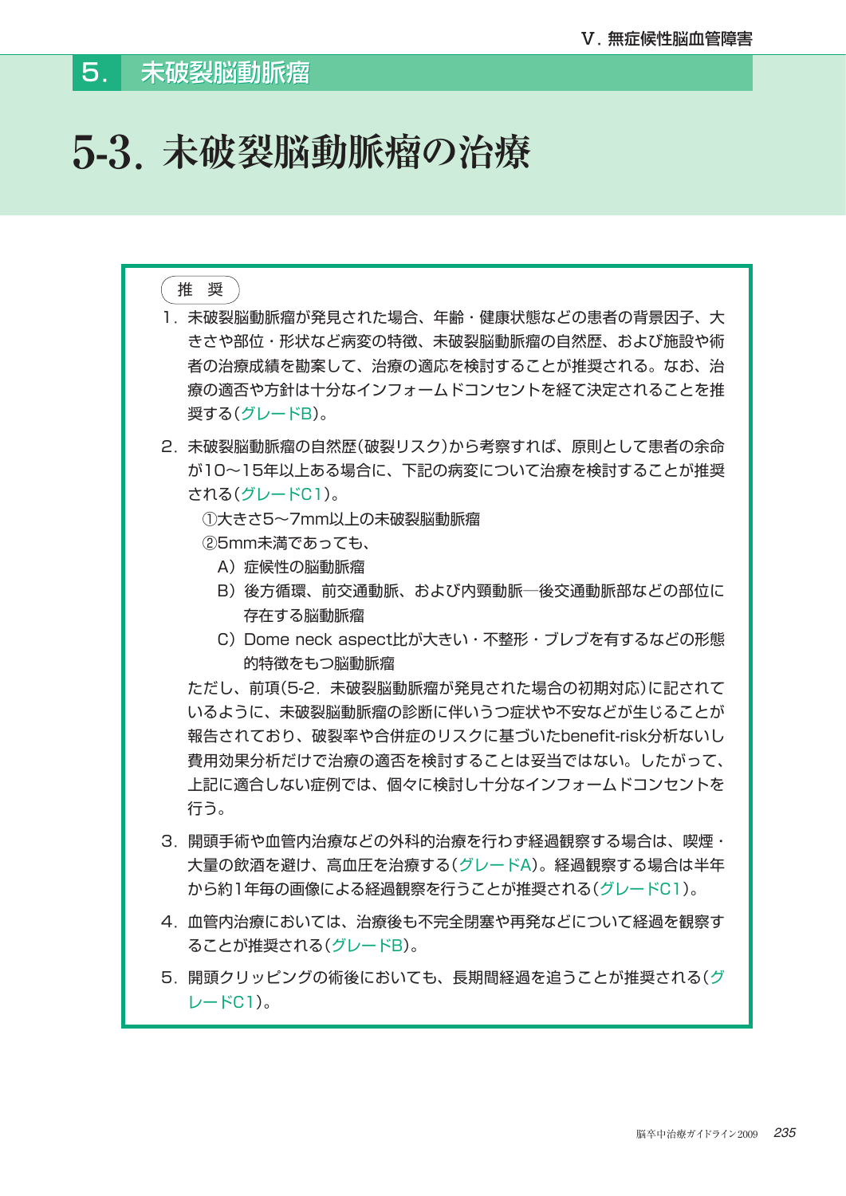## 5. 未破裂脳動脈瘤

# 5-3. 未破裂脳動脈瘤の治療

**推　奨**

1. 未破裂脳動脈瘤が発見された場合、年齢・健康状態などの患者の背景因子、大きさや部位・形状など病変の特徴、未破裂脳動脈瘤の自然歴、および施設や術者の治療成績を勘案して、治療の適応を検討することが推奨される。なお、治療の適否や方針は十分なインフォームドコンセントを経て決定されることを推奨する(グレードB)。

2. 未破裂脳動脈瘤の自然歴(破裂リスク)から考察すれば、原則として患者の余命が10～15年以上ある場合に、下記の病変について治療を検討することが推奨される(グレードC1)。
   ①大きさ5～7mm以上の未破裂脳動脈瘤
   ②5mm未満であっても、
   　A）症候性の脳動脈瘤
   　B）後方循環、前交通動脈、および内頸動脈—後交通動脈部などの部位に存在する脳動脈瘤
   　C）Dome neck aspect比が大きい・不整形・ブレブを有するなどの形態的特徴をもつ脳動脈瘤

   ただし、前項(5-2. 未破裂脳動脈瘤が発見された場合の初期対応)に記されているように、未破裂脳動脈瘤の診断に伴いうつ症状や不安などが生じることが報告されており、破裂率や合併症のリスクに基づいたbenefit-risk分析ないし費用効果分析だけで治療の適否を検討することは妥当ではない。したがって、上記に適合しない症例では、個々に検討し十分なインフォームドコンセントを行う。

3. 開頭手術や血管内治療などの外科的治療を行わず経過観察する場合は、喫煙・大量の飲酒を避け、高血圧を治療する(グレードA)。経過観察する場合は半年から約1年毎の画像による経過観察を行うことが推奨される(グレードC1)。

4. 血管内治療においては、治療後も不完全閉塞や再発などについて経過を観察することが推奨される(グレードB)。

5. 開頭クリッピングの術後においても、長期間経過を追うことが推奨される(グレードC1)。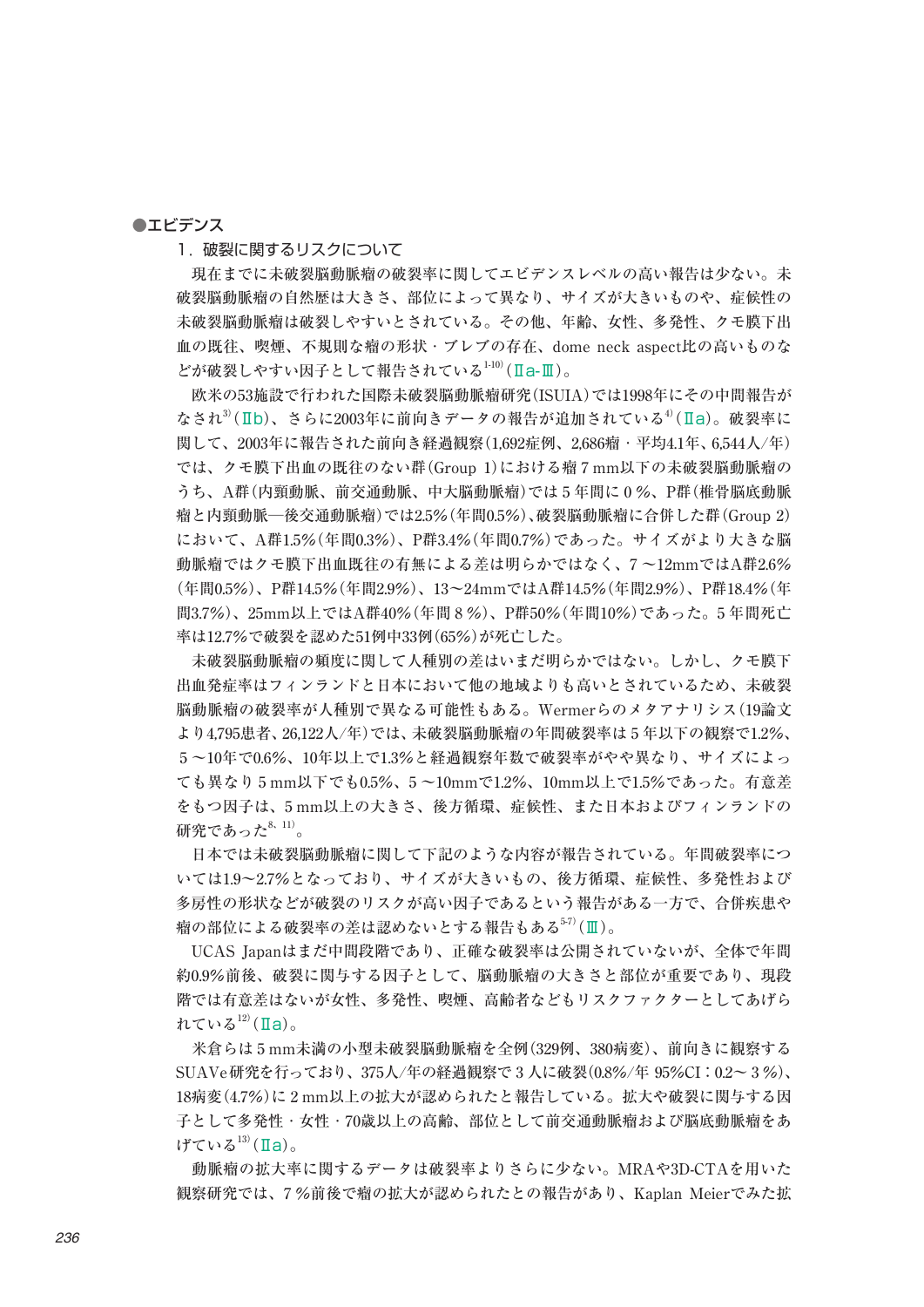●エビデンス

1．破裂に関するリスクについて

現在までに未破裂脳動脈瘤の破裂率に関してエビデンスレベルの高い報告は少ない。未破裂脳動脈瘤の自然歴は大きさ、部位によって異なり、サイズが大きいものや、症候性の未破裂脳動脈瘤は破裂しやすいとされている。その他、年齢、女性、多発性、クモ膜下出血の既往、喫煙、不規則な瘤の形状・ブレブの存在、dome neck aspect比の高いものなどが破裂しやすい因子として報告されている[1-10]（Ⅱa-Ⅲ）。

欧米の53施設で行われた国際未破裂脳動脈瘤研究（ISUIA）では1998年にその中間報告がなされ[3]（Ⅱb）、さらに2003年に前向きデータの報告が追加されている[4]（Ⅱa）。破裂率に関して、2003年に報告された前向き経過観察（1,692症例、2,686瘤・平均4.1年、6,544人/年）では、クモ膜下出血の既往のない群（Group 1）における瘤7mm以下の未破裂脳動脈瘤のうち、A群（内頸動脈、前交通動脈、中大脳動脈瘤）では5年間に0％、P群（椎骨脳底動脈瘤と内頸動脈―後交通動脈瘤）では2.5％（年間0.5％）、破裂脳動脈瘤に合併した群（Group 2）において、A群1.5％（年間0.3％）、P群3.4％（年間0.7％）であった。サイズがより大きな脳動脈瘤ではクモ膜下出血既往の有無による差は明らかではなく、7～12mmではA群2.6％（年間0.5％）、P群14.5％（年間2.9％）、13～24mmではA群14.5％（年間2.9％）、P群18.4％（年間3.7％）、25mm以上ではA群40％（年間8％）、P群50％（年間10％）であった。5年間死亡率は12.7％で破裂を認めた51例中33例（65％）が死亡した。

未破裂脳動脈瘤の頻度に関して人種別の差はいまだ明らかではない。しかし、クモ膜下出血発症率はフィンランドと日本において他の地域よりも高いとされているため、未破裂脳動脈瘤の破裂率が人種別で異なる可能性もある。Wermerらのメタアナリシス（19論文より4,795患者、26,122人/年）では、未破裂脳動脈瘤の年間破裂率は5年以下の観察で1.2％、5～10年で0.6％、10年以上で1.3％と経過観察年数で破裂率がやや異なり、サイズによっても異なり5mm以下でも0.5％、5～10mmで1.2％、10mm以上で1.5％であった。有意差をもつ因子は、5mm以上の大きさ、後方循環、症候性、また日本およびフィンランドの研究であった[8, 11]。

日本では未破裂脳動脈瘤に関して下記のような内容が報告されている。年間破裂率については1.9～2.7％となっており、サイズが大きいもの、後方循環、症候性、多発性および多房性の形状などが破裂のリスクが高い因子であるという報告がある一方で、合併疾患や瘤の部位による破裂率の差は認めないとする報告もある[5-7]（Ⅲ）。

UCAS Japanはまだ中間段階であり、正確な破裂率は公開されていないが、全体で年間約0.9％前後、破裂に関与する因子として、脳動脈瘤の大きさと部位が重要であり、現段階では有意差はないが女性、多発性、喫煙、高齢者などもリスクファクターとしてあげられている[12]（Ⅱa）。

米倉らは5mm未満の小型未破裂脳動脈瘤を全例（329例、380病変）、前向きに観察するSUAVe研究を行っており、375人/年の経過観察で3人に破裂（0.8％/年 95％CI：0.2～3％）、18病変（4.7％）に2mm以上の拡大が認められたと報告している。拡大や破裂に関与する因子として多発性・女性・70歳以上の高齢、部位として前交通動脈瘤および脳底動脈瘤をあげている[13]（Ⅱa）。

動脈瘤の拡大率に関するデータは破裂率よりさらに少ない。MRAや3D-CTAを用いた観察研究では、7％前後で瘤の拡大が認められたとの報告があり、Kaplan Meierでみた拡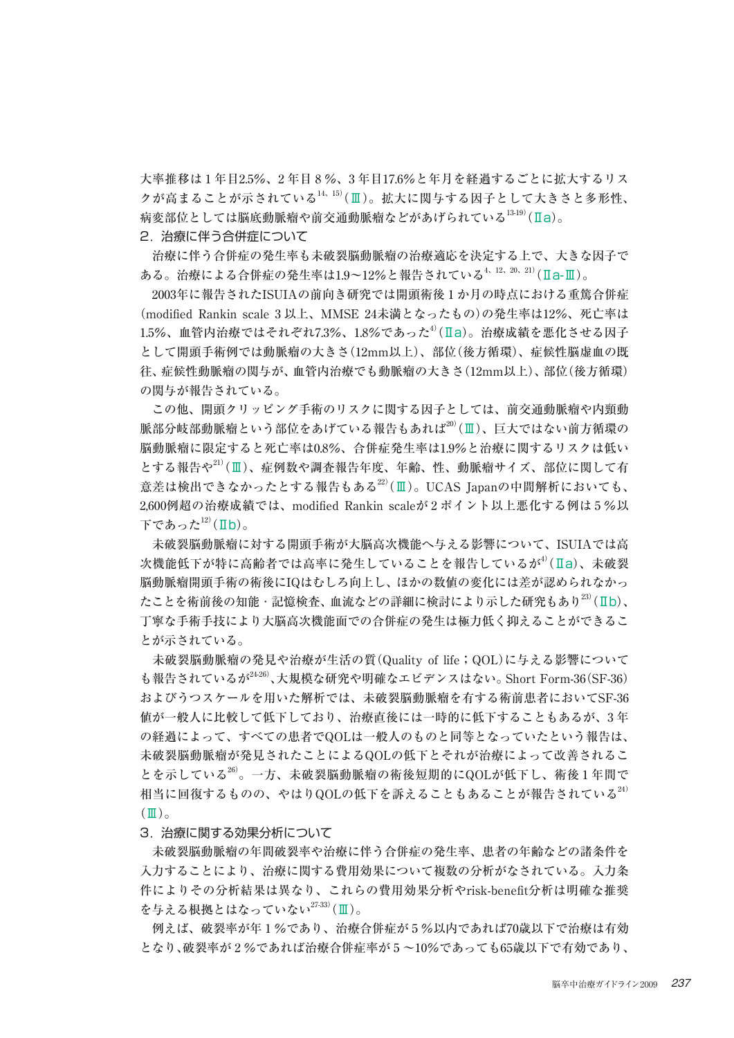大率推移は１年目2.5%、２年目８%、３年目17.6%と年月を経過するごとに拡大するリスクが高まることが示されている[14, 15]（Ⅲ）。拡大に関与する因子として大きさと多形性、病変部位としては脳底動脈瘤や前交通動脈瘤などがあげられている[13-19]（Ⅱa）。

### ２．治療に伴う合併症について

治療に伴う合併症の発生率も未破裂脳動脈瘤の治療適応を決定する上で、大きな因子である。治療による合併症の発生率は1.9～12%と報告されている[4, 12, 20, 21]（Ⅱa-Ⅲ）。

2003年に報告されたISUIAの前向き研究では開頭術後１か月の時点における重篤合併症（modified Rankin scale ３以上、MMSE 24未満となったもの）の発生率は12%、死亡率は1.5%、血管内治療ではそれぞれ7.3%、1.8%であった[4]（Ⅱa）。治療成績を悪化させる因子として開頭手術例では動脈瘤の大きさ（12mm以上）、部位（後方循環）、症候性脳虚血の既往、症候性動脈瘤の関与が、血管内治療でも動脈瘤の大きさ（12mm以上）、部位（後方循環）の関与が報告されている。

この他、開頭クリッピング手術のリスクに関する因子としては、前交通動脈瘤や内頸動脈部分岐部動脈瘤という部位をあげている報告もあれば[20]（Ⅲ）、巨大ではない前方循環の脳動脈瘤に限定すると死亡率は0.8%、合併症発生率は1.9%と治療に関するリスクは低いとする報告や[21]（Ⅲ）、症例数や調査報告年度、年齢、性、動脈瘤サイズ、部位に関して有意差は検出できなかったとする報告もある[22]（Ⅲ）。UCAS Japanの中間解析においても、2,600例超の治療成績では、modified Rankin scaleが２ポイント以上悪化する例は５%以下であった[12]（Ⅱb）。

未破裂脳動脈瘤に対する開頭手術が大脳高次機能へ与える影響について、ISUIAでは高次機能低下が特に高齢者では高率に発生していることを報告しているが[4]（Ⅱa）、未破裂脳動脈瘤開頭手術の術後にIQはむしろ向上し、ほかの数値の変化には差が認められなかったことを術前後の知能・記憶検査、血流などの詳細に検討により示した研究もあり[23]（Ⅱb）、丁寧な手術手技により大脳高次機能面での合併症の発生は極力低く抑えることができることが示されている。

未破裂脳動脈瘤の発見や治療が生活の質（Quality of life；QOL）に与える影響についても報告されているが[24-26]、大規模な研究や明確なエビデンスはない。Short Form-36（SF-36）およびうつスケールを用いた解析では、未破裂脳動脈瘤を有する術前患者においてSF-36値が一般人に比較して低下しており、治療直後には一時的に低下することもあるが、３年の経過によって、すべての患者でQOLは一般人のものと同等となっていたという報告は、未破裂脳動脈瘤が発見されたことによるQOLの低下とそれが治療によって改善されることを示している[26]。一方、未破裂脳動脈瘤の術後短期的にQOLが低下し、術後１年間で相当に回復するものの、やはりQOLの低下を訴えることもあることが報告されている[24]（Ⅲ）。

### ３．治療に関する効果分析について

未破裂脳動脈瘤の年間破裂率や治療に伴う合併症の発生率、患者の年齢などの諸条件を入力することにより、治療に関する費用効果について複数の分析がなされている。入力条件によりその分析結果は異なり、これらの費用効果分析やrisk-benefit分析は明確な推奨を与える根拠とはなっていない[27-33]（Ⅲ）。

例えば、破裂率が年１%であり、治療合併症が５%以内であれば70歳以下で治療は有効となり、破裂率が２%であれば治療合併症率が５～10%であっても65歳以下で有効であり、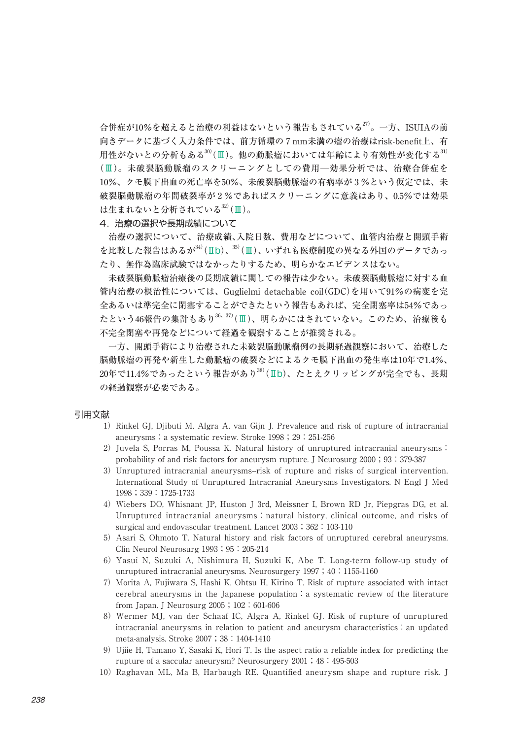合併症が10%を超えると治療の利益はないという報告もされている[27]。一方、ISUIAの前向きデータに基づく入力条件では、前方循環の 7 mm未満の瘤の治療はrisk-benefit上、有用性がないとの分析もある[30]（Ⅲ）。他の動脈瘤においては年齢により有効性が変化する[31]（Ⅲ）。未破裂脳動脈瘤のスクリーニングとしての費用―効果分析では、治療合併症を10%、クモ膜下出血の死亡率を50%、未破裂脳動脈瘤の有病率が 3 %という仮定では、未破裂脳動脈瘤の年間破裂率が 2 %であればスクリーニングに意義はあり、0.5%では効果は生まれないと分析されている[32]（Ⅲ）。

### 4．治療の選択や長期成績について

治療の選択について、治療成績、入院日数、費用などについて、血管内治療と開頭手術を比較した報告はあるが[34]（Ⅱb）、[35]（Ⅲ）、いずれも医療制度の異なる外国のデータであったり、無作為臨床試験ではなかったりするため、明らかなエビデンスはない。

未破裂脳動脈瘤治療後の長期成績に関しての報告は少ない。未破裂脳動脈瘤に対する血管内治療の根治性については、Guglielmi detachable coil（GDC）を用いて91%の病変を完全あるいは準完全に閉塞することができたという報告もあれば、完全閉塞率は54%であったという46報告の集計もあり[36, 37]（Ⅲ）、明らかにはされていない。このため、治療後も不完全閉塞や再発などについて経過を観察することが推奨される。

一方、開頭手術により治療された未破裂脳動脈瘤例の長期経過観察において、治療した脳動脈瘤の再発や新生した動脈瘤の破裂などによるクモ膜下出血の発生率は10年で1.4%、20年で11.4%であったという報告があり[38]（Ⅱb）、たとえクリッピングが完全でも、長期の経過観察が必要である。

## 引用文献

1）Rinkel GJ, Djibuti M, Algra A, van Gijn J. Prevalence and risk of rupture of intracranial aneurysms：a systematic review. Stroke 1998；29：251-256

2）Juvela S, Porras M, Poussa K. Natural history of unruptured intracranial aneurysms：probability of and risk factors for aneurysm rupture. J Neurosurg 2000；93：379-387

3）Unruptured intracranial aneurysms--risk of rupture and risks of surgical intervention. International Study of Unruptured Intracranial Aneurysms Investigators. N Engl J Med 1998；339：1725-1733

4）Wiebers DO, Whisnant JP, Huston J 3rd, Meissner I, Brown RD Jr, Piepgras DG, et al. Unruptured intracranial aneurysms：natural history, clinical outcome, and risks of surgical and endovascular treatment. Lancet 2003；362：103-110

5）Asari S, Ohmoto T. Natural history and risk factors of unruptured cerebral aneurysms. Clin Neurol Neurosurg 1993；95：205-214

6）Yasui N, Suzuki A, Nishimura H, Suzuki K, Abe T. Long-term follow-up study of unruptured intracranial aneurysms. Neurosurgery 1997；40：1155-1160

7）Morita A, Fujiwara S, Hashi K, Ohtsu H, Kirino T. Risk of rupture associated with intact cerebral aneurysms in the Japanese population：a systematic review of the literature from Japan. J Neurosurg 2005；102：601-606

8）Wermer MJ, van der Schaaf IC, Algra A, Rinkel GJ. Risk of rupture of unruptured intracranial aneurysms in relation to patient and aneurysm characteristics：an updated meta-analysis. Stroke 2007；38：1404-1410

9）Ujiie H, Tamano Y, Sasaki K, Hori T. Is the aspect ratio a reliable index for predicting the rupture of a saccular aneurysm? Neurosurgery 2001；48：495-503

10）Raghavan ML, Ma B, Harbaugh RE. Quantified aneurysm shape and rupture risk. J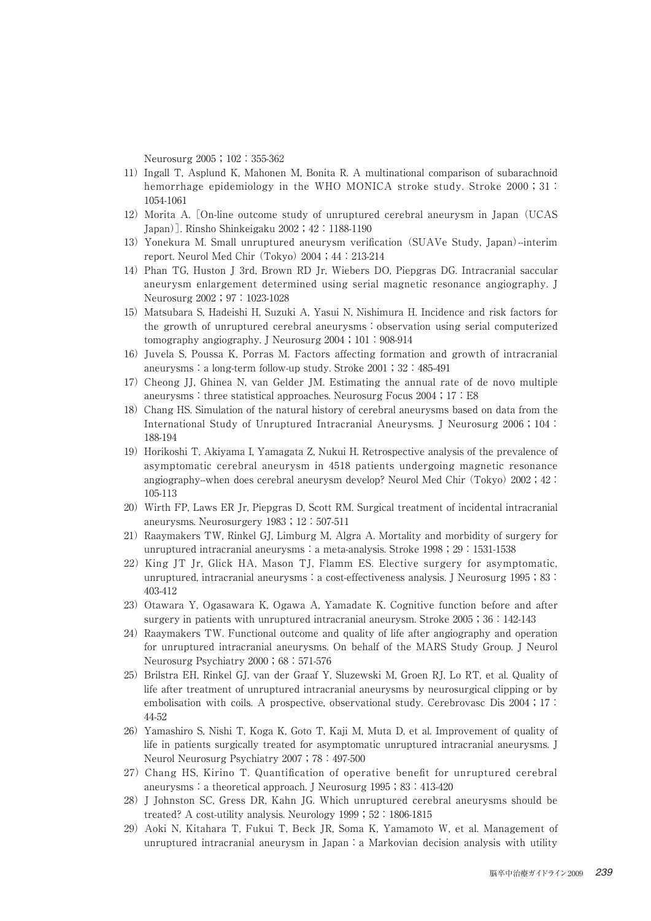Neurosurg 2005；102：355-362

11）Ingall T, Asplund K, Mahonen M, Bonita R. A multinational comparison of subarachnoid hemorrhage epidemiology in the WHO MONICA stroke study. Stroke 2000；31：1054-1061

12）Morita A. [On-line outcome study of unruptured cerebral aneurysm in Japan（UCAS Japan）]. Rinsho Shinkeigaku 2002；42：1188-1190

13）Yonekura M. Small unruptured aneurysm verification（SUAVe Study, Japan）--interim report. Neurol Med Chir（Tokyo）2004；44：213-214

14）Phan TG, Huston J 3rd, Brown RD Jr, Wiebers DO, Piepgras DG. Intracranial saccular aneurysm enlargement determined using serial magnetic resonance angiography. J Neurosurg 2002；97：1023-1028

15）Matsubara S, Hadeishi H, Suzuki A, Yasui N, Nishimura H. Incidence and risk factors for the growth of unruptured cerebral aneurysms：observation using serial computerized tomography angiography. J Neurosurg 2004；101：908-914

16）Juvela S, Poussa K, Porras M. Factors affecting formation and growth of intracranial aneurysms：a long-term follow-up study. Stroke 2001；32：485-491

17）Cheong JJ, Ghinea N, van Gelder JM. Estimating the annual rate of de novo multiple aneurysms：three statistical approaches. Neurosurg Focus 2004；17：E8

18）Chang HS. Simulation of the natural history of cerebral aneurysms based on data from the International Study of Unruptured Intracranial Aneurysms. J Neurosurg 2006；104：188-194

19）Horikoshi T, Akiyama I, Yamagata Z, Nukui H. Retrospective analysis of the prevalence of asymptomatic cerebral aneurysm in 4518 patients undergoing magnetic resonance angiography--when does cerebral aneurysm develop? Neurol Med Chir（Tokyo）2002；42：105-113

20）Wirth FP, Laws ER Jr, Piepgras D, Scott RM. Surgical treatment of incidental intracranial aneurysms. Neurosurgery 1983；12：507-511

21）Raaymakers TW, Rinkel GJ, Limburg M, Algra A. Mortality and morbidity of surgery for unruptured intracranial aneurysms：a meta-analysis. Stroke 1998；29：1531-1538

22）King JT Jr, Glick HA, Mason TJ, Flamm ES. Elective surgery for asymptomatic, unruptured, intracranial aneurysms：a cost-effectiveness analysis. J Neurosurg 1995；83：403-412

23）Otawara Y, Ogasawara K, Ogawa A, Yamadate K. Cognitive function before and after surgery in patients with unruptured intracranial aneurysm. Stroke 2005；36：142-143

24）Raaymakers TW. Functional outcome and quality of life after angiography and operation for unruptured intracranial aneurysms. On behalf of the MARS Study Group. J Neurol Neurosurg Psychiatry 2000；68：571-576

25）Brilstra EH, Rinkel GJ, van der Graaf Y, Sluzewski M, Groen RJ, Lo RT, et al. Quality of life after treatment of unruptured intracranial aneurysms by neurosurgical clipping or by embolisation with coils. A prospective, observational study. Cerebrovasc Dis 2004；17：44-52

26）Yamashiro S, Nishi T, Koga K, Goto T, Kaji M, Muta D, et al. Improvement of quality of life in patients surgically treated for asymptomatic unruptured intracranial aneurysms. J Neurol Neurosurg Psychiatry 2007；78：497-500

27）Chang HS, Kirino T. Quantification of operative benefit for unruptured cerebral aneurysms：a theoretical approach. J Neurosurg 1995；83：413-420

28）J Johnston SC, Gress DR, Kahn JG. Which unruptured cerebral aneurysms should be treated? A cost-utility analysis. Neurology 1999；52：1806-1815

29）Aoki N, Kitahara T, Fukui T, Beck JR, Soma K, Yamamoto W, et al. Management of unruptured intracranial aneurysm in Japan：a Markovian decision analysis with utility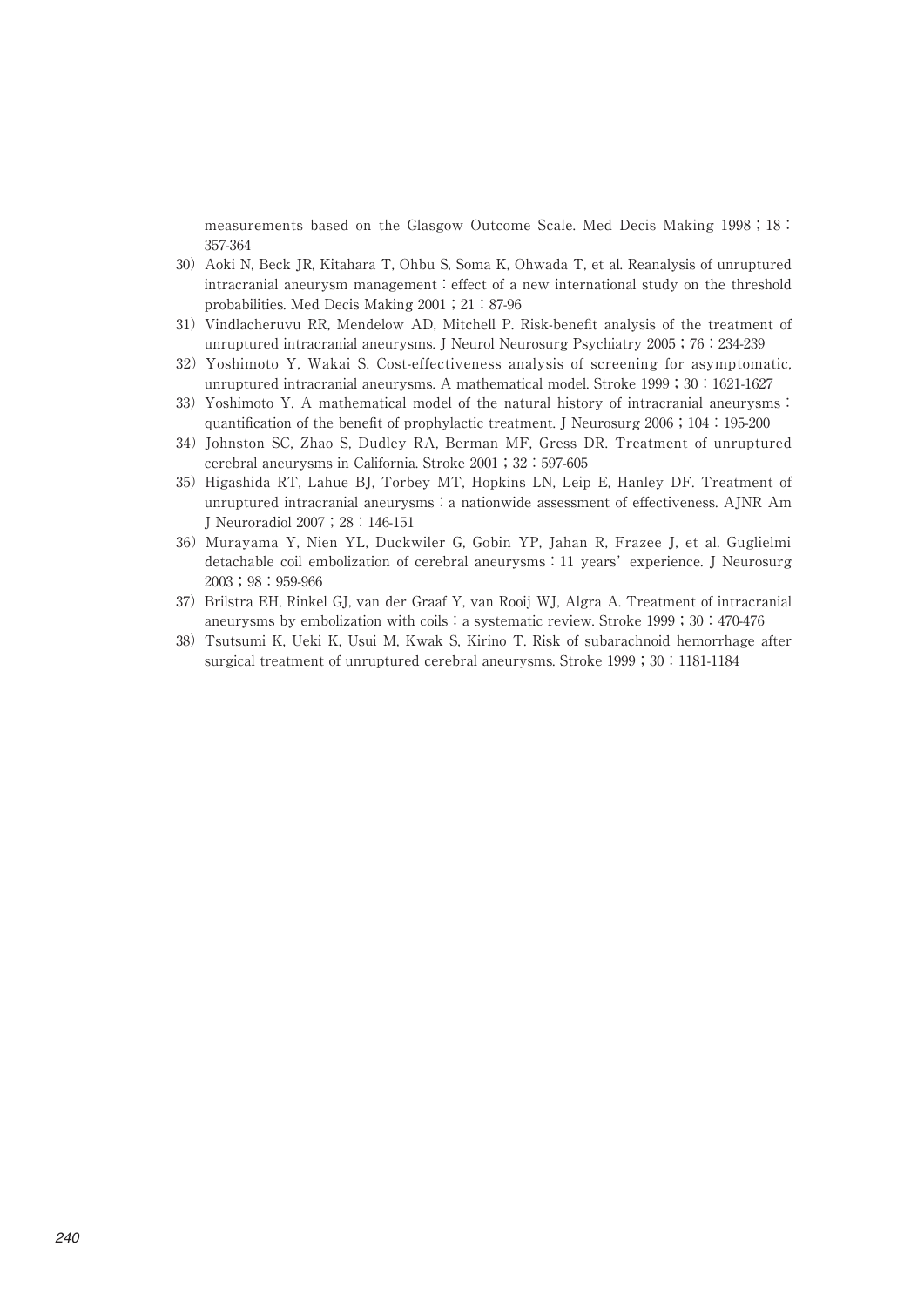measurements based on the Glasgow Outcome Scale. Med Decis Making 1998；18：357-364

30）Aoki N, Beck JR, Kitahara T, Ohbu S, Soma K, Ohwada T, et al. Reanalysis of unruptured intracranial aneurysm management：effect of a new international study on the threshold probabilities. Med Decis Making 2001；21：87-96

31）Vindlacheruvu RR, Mendelow AD, Mitchell P. Risk-benefit analysis of the treatment of unruptured intracranial aneurysms. J Neurol Neurosurg Psychiatry 2005；76：234-239

32）Yoshimoto Y, Wakai S. Cost-effectiveness analysis of screening for asymptomatic, unruptured intracranial aneurysms. A mathematical model. Stroke 1999；30：1621-1627

33）Yoshimoto Y. A mathematical model of the natural history of intracranial aneurysms：quantification of the benefit of prophylactic treatment. J Neurosurg 2006；104：195-200

34）Johnston SC, Zhao S, Dudley RA, Berman MF, Gress DR. Treatment of unruptured cerebral aneurysms in California. Stroke 2001；32：597-605

35）Higashida RT, Lahue BJ, Torbey MT, Hopkins LN, Leip E, Hanley DF. Treatment of unruptured intracranial aneurysms：a nationwide assessment of effectiveness. AJNR Am J Neuroradiol 2007；28：146-151

36）Murayama Y, Nien YL, Duckwiler G, Gobin YP, Jahan R, Frazee J, et al. Guglielmi detachable coil embolization of cerebral aneurysms：11 years' experience. J Neurosurg 2003；98：959-966

37）Brilstra EH, Rinkel GJ, van der Graaf Y, van Rooij WJ, Algra A. Treatment of intracranial aneurysms by embolization with coils：a systematic review. Stroke 1999；30：470-476

38）Tsutsumi K, Ueki K, Usui M, Kwak S, Kirino T. Risk of subarachnoid hemorrhage after surgical treatment of unruptured cerebral aneurysms. Stroke 1999；30：1181-1184